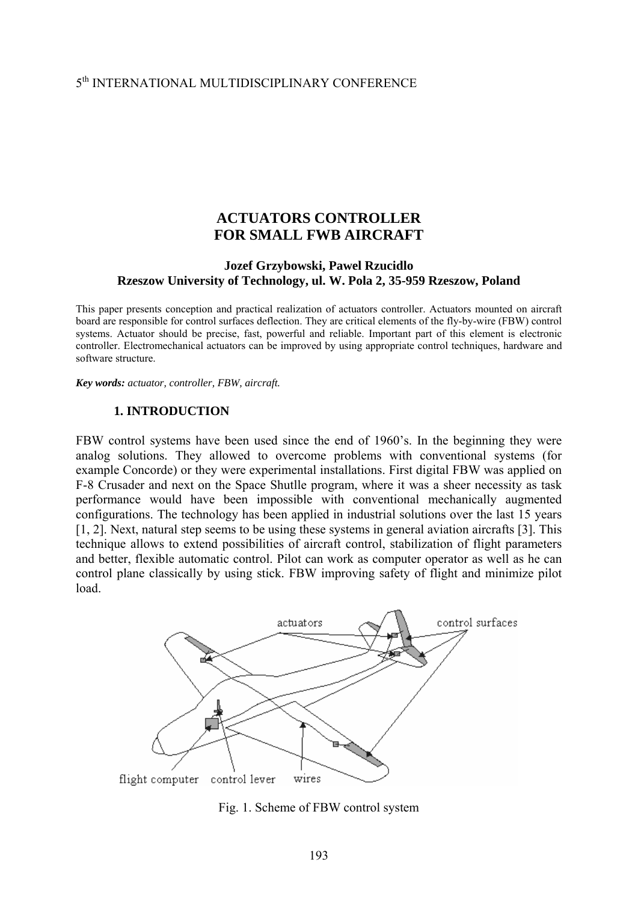5th INTERNATIONAL MULTIDISCIPLINARY CONFERENCE

# ACTUATORS CONTROLLER FOR SMALL FWB AIRCRAFT

**Jozef Grzybowski, Pawel Rzucidlo**
**Rzeszow University of Technology, ul. W. Pola 2, 35-959 Rzeszow, Poland**

This paper presents conception and practical realization of actuators controller. Actuators mounted on aircraft board are responsible for control surfaces deflection. They are critical elements of the fly-by-wire (FBW) control systems. Actuator should be precise, fast, powerful and reliable. Important part of this element is electronic controller. Electromechanical actuators can be improved by using appropriate control techniques, hardware and software structure.

***Key words:*** *actuator, controller, FBW, aircraft.*

## 1. INTRODUCTION

FBW control systems have been used since the end of 1960's. In the beginning they were analog solutions. They allowed to overcome problems with conventional systems (for example Concorde) or they were experimental installations. First digital FBW was applied on F-8 Crusader and next on the Space Shutlle program, where it was a sheer necessity as task performance would have been impossible with conventional mechanically augmented configurations. The technology has been applied in industrial solutions over the last 15 years [1, 2]. Next, natural step seems to be using these systems in general aviation aircrafts [3]. This technique allows to extend possibilities of aircraft control, stabilization of flight parameters and better, flexible automatic control. Pilot can work as computer operator as well as he can control plane classically by using stick. FBW improving safety of flight and minimize pilot load.

Fig. 1. Scheme of FBW control system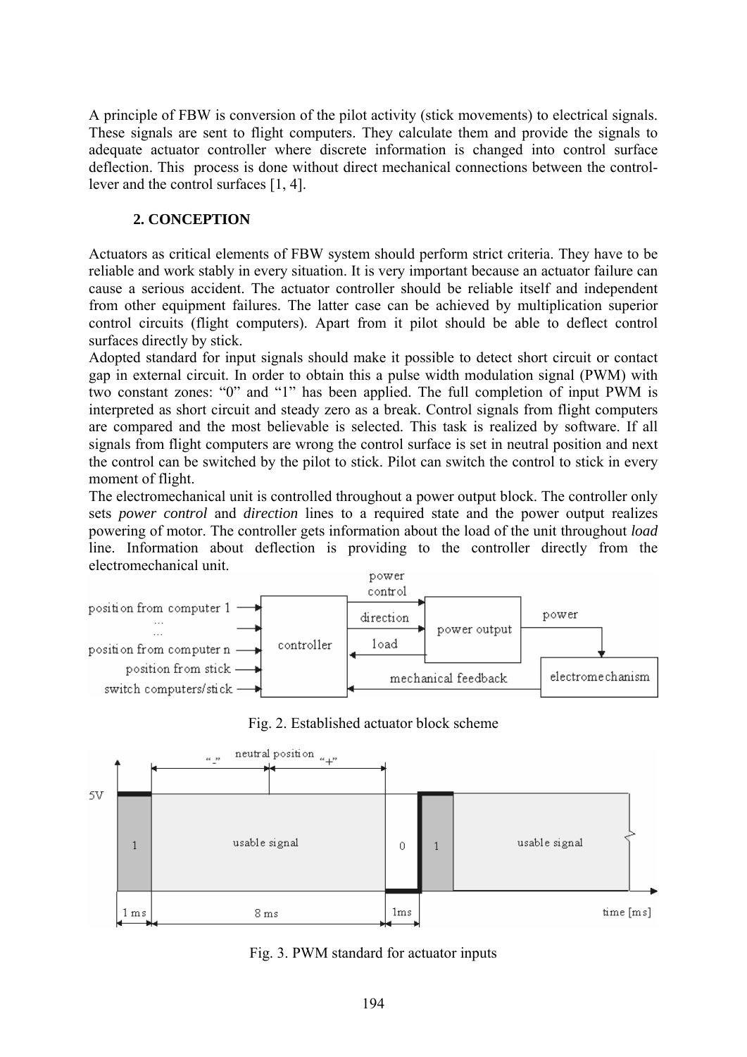A principle of FBW is conversion of the pilot activity (stick movements) to electrical signals. These signals are sent to flight computers. They calculate them and provide the signals to adequate actuator controller where discrete information is changed into control surface deflection. This process is done without direct mechanical connections between the control-lever and the control surfaces [1, 4].

## 2. CONCEPTION

Actuators as critical elements of FBW system should perform strict criteria. They have to be reliable and work stably in every situation. It is very important because an actuator failure can cause a serious accident. The actuator controller should be reliable itself and independent from other equipment failures. The latter case can be achieved by multiplication superior control circuits (flight computers). Apart from it pilot should be able to deflect control surfaces directly by stick.

Adopted standard for input signals should make it possible to detect short circuit or contact gap in external circuit. In order to obtain this a pulse width modulation signal (PWM) with two constant zones: "0" and "1" has been applied. The full completion of input PWM is interpreted as short circuit and steady zero as a break. Control signals from flight computers are compared and the most believable is selected. This task is realized by software. If all signals from flight computers are wrong the control surface is set in neutral position and next the control can be switched by the pilot to stick. Pilot can switch the control to stick in every moment of flight.

The electromechanical unit is controlled throughout a power output block. The controller only sets *power control* and *direction* lines to a required state and the power output realizes powering of motor. The controller gets information about the load of the unit throughout *load* line. Information about deflection is providing to the controller directly from the electromechanical unit.

Fig. 2. Established actuator block scheme

Fig. 3. PWM standard for actuator inputs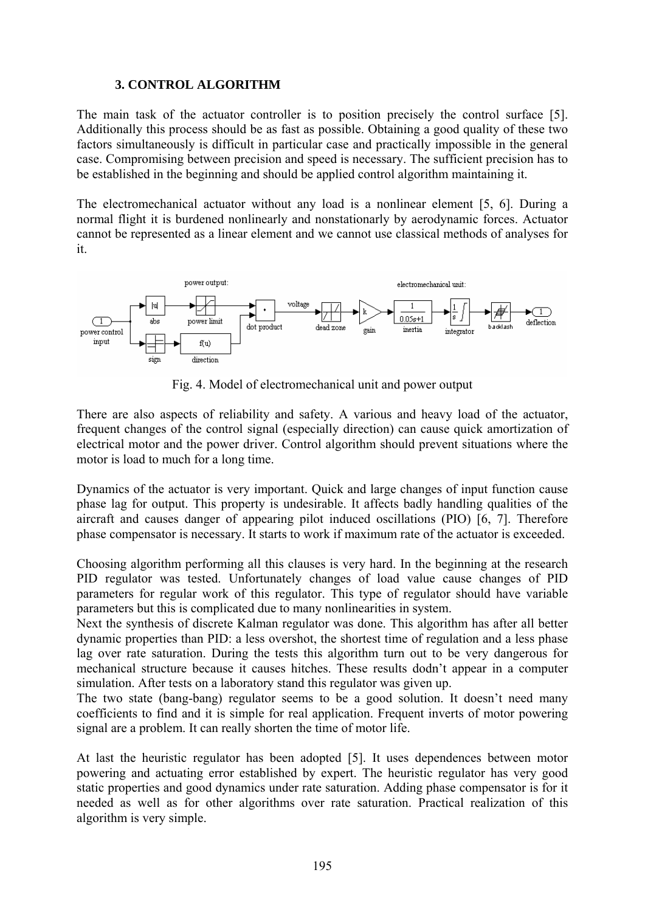### 3. CONTROL ALGORITHM

The main task of the actuator controller is to position precisely the control surface [5]. Additionally this process should be as fast as possible. Obtaining a good quality of these two factors simultaneously is difficult in particular case and practically impossible in the general case. Compromising between precision and speed is necessary. The sufficient precision has to be established in the beginning and should be applied control algorithm maintaining it.

The electromechanical actuator without any load is a nonlinear element [5, 6]. During a normal flight it is burdened nonlinearly and nonstationarly by aerodynamic forces. Actuator cannot be represented as a linear element and we cannot use classical methods of analyses for it.

Fig. 4. Model of electromechanical unit and power output

There are also aspects of reliability and safety. A various and heavy load of the actuator, frequent changes of the control signal (especially direction) can cause quick amortization of electrical motor and the power driver. Control algorithm should prevent situations where the motor is load to much for a long time.

Dynamics of the actuator is very important. Quick and large changes of input function cause phase lag for output. This property is undesirable. It affects badly handling qualities of the aircraft and causes danger of appearing pilot induced oscillations (PIO) [6, 7]. Therefore phase compensator is necessary. It starts to work if maximum rate of the actuator is exceeded.

Choosing algorithm performing all this clauses is very hard. In the beginning at the research PID regulator was tested. Unfortunately changes of load value cause changes of PID parameters for regular work of this regulator. This type of regulator should have variable parameters but this is complicated due to many nonlinearities in system.
Next the synthesis of discrete Kalman regulator was done. This algorithm has after all better dynamic properties than PID: a less overshot, the shortest time of regulation and a less phase lag over rate saturation. During the tests this algorithm turn out to be very dangerous for mechanical structure because it causes hitches. These results dodn't appear in a computer simulation. After tests on a laboratory stand this regulator was given up.
The two state (bang-bang) regulator seems to be a good solution. It doesn't need many coefficients to find and it is simple for real application. Frequent inverts of motor powering signal are a problem. It can really shorten the time of motor life.

At last the heuristic regulator has been adopted [5]. It uses dependences between motor powering and actuating error established by expert. The heuristic regulator has very good static properties and good dynamics under rate saturation. Adding phase compensator is for it needed as well as for other algorithms over rate saturation. Practical realization of this algorithm is very simple.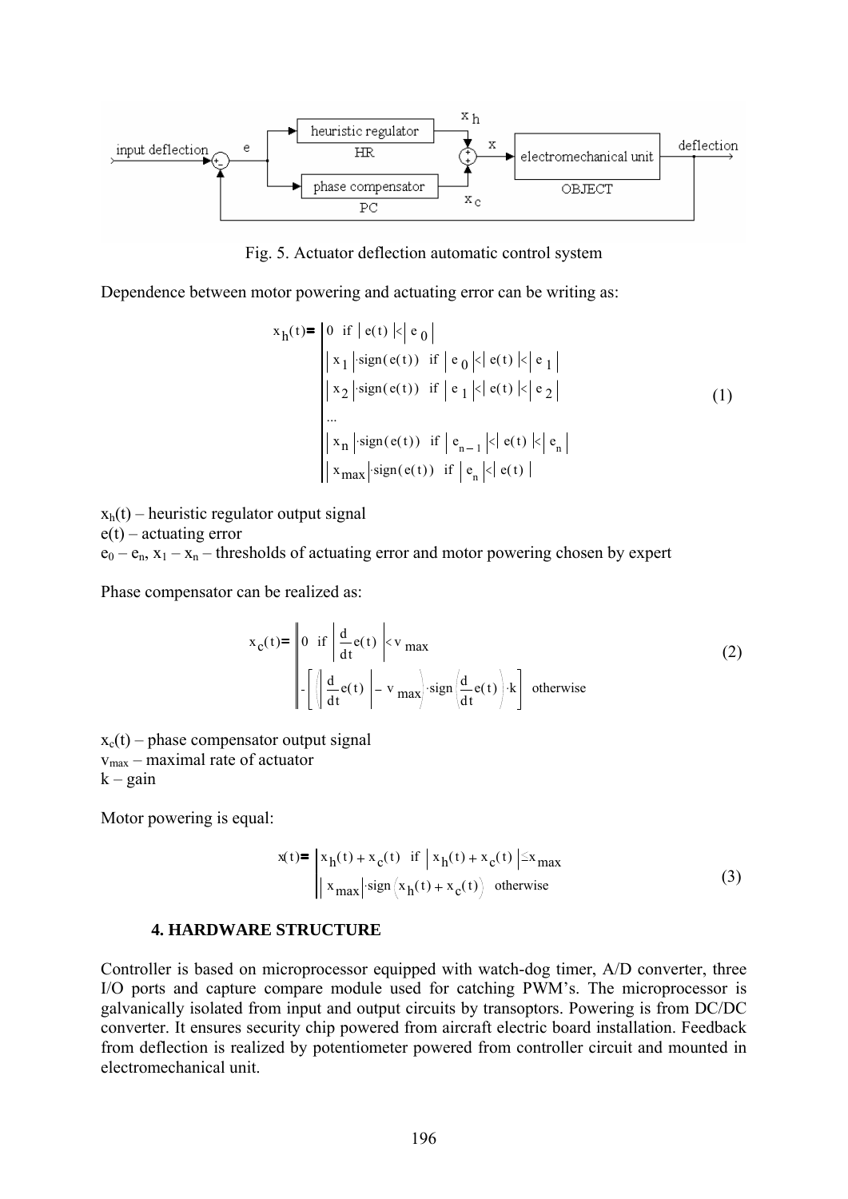Fig. 5. Actuator deflection automatic control system

Dependence between motor powering and actuating error can be writing as:

$$x_h(t) = \begin{cases} 0 \quad \text{if } |e(t)| < |e_0| \\ |x_1| \cdot \text{sign}(e(t)) \quad \text{if } |e_0| < |e(t)| < |e_1| \\ |x_2| \cdot \text{sign}(e(t)) \quad \text{if } |e_1| < |e(t)| < |e_2| \\ \ldots \\ |x_n| \cdot \text{sign}(e(t)) \quad \text{if } |e_{n-1}| < |e(t)| < |e_n| \\ |x_{max}| \cdot \text{sign}(e(t)) \quad \text{if } |e_n| < |e(t)| \end{cases} \tag{1}$$

$x_h(t)$ – heuristic regulator output signal
$e(t)$ – actuating error
$e_0 - e_n$, $x_1 - x_n$ – thresholds of actuating error and motor powering chosen by expert

Phase compensator can be realized as:

$$x_c(t) = \begin{cases} 0 \quad \text{if } \left|\frac{d}{dt}e(t)\right| < v_{max} \\ -\left[\left(\left|\frac{d}{dt}e(t)\right| - v_{max}\right) \cdot \text{sign}\left(\frac{d}{dt}e(t)\right) \cdot k\right] \quad \text{otherwise} \end{cases} \tag{2}$$

$x_c(t)$ – phase compensator output signal
$v_{max}$ – maximal rate of actuator
$k$ – gain

Motor powering is equal:

$$x(t) = \begin{cases} x_h(t) + x_c(t) \quad \text{if } |x_h(t) + x_c(t)| \le x_{max} \\ |x_{max}| \cdot \text{sign}(x_h(t) + x_c(t)) \quad \text{otherwise} \end{cases} \tag{3}$$

## 4. HARDWARE STRUCTURE

Controller is based on microprocessor equipped with watch-dog timer, A/D converter, three I/O ports and capture compare module used for catching PWM's. The microprocessor is galvanically isolated from input and output circuits by transoptors. Powering is from DC/DC converter. It ensures security chip powered from aircraft electric board installation. Feedback from deflection is realized by potentiometer powered from controller circuit and mounted in electromechanical unit.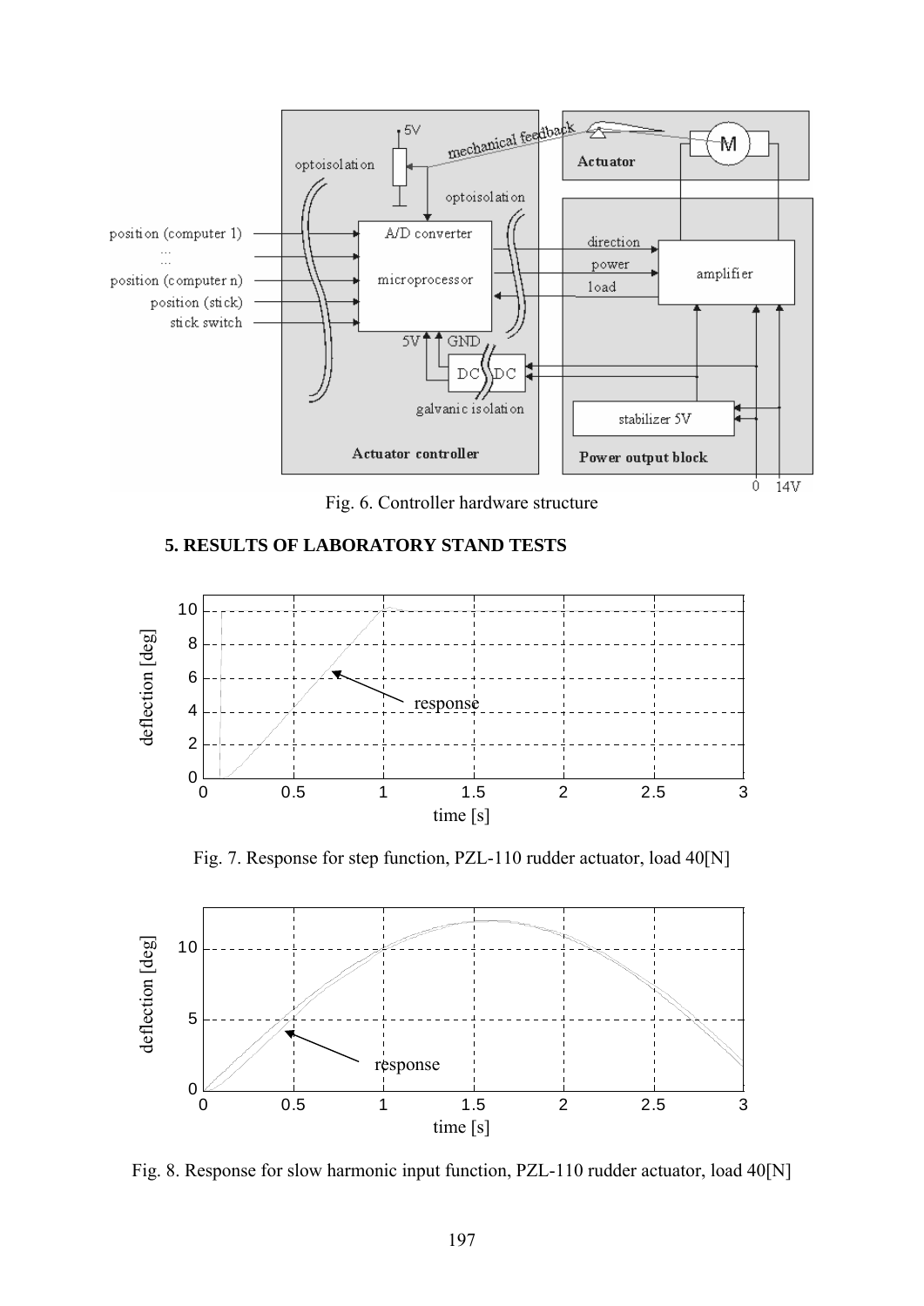Fig. 6. Controller hardware structure

## 5. RESULTS OF LABORATORY STAND TESTS

Fig. 7. Response for step function, PZL-110 rudder actuator, load 40[N]

Fig. 8. Response for slow harmonic input function, PZL-110 rudder actuator, load 40[N]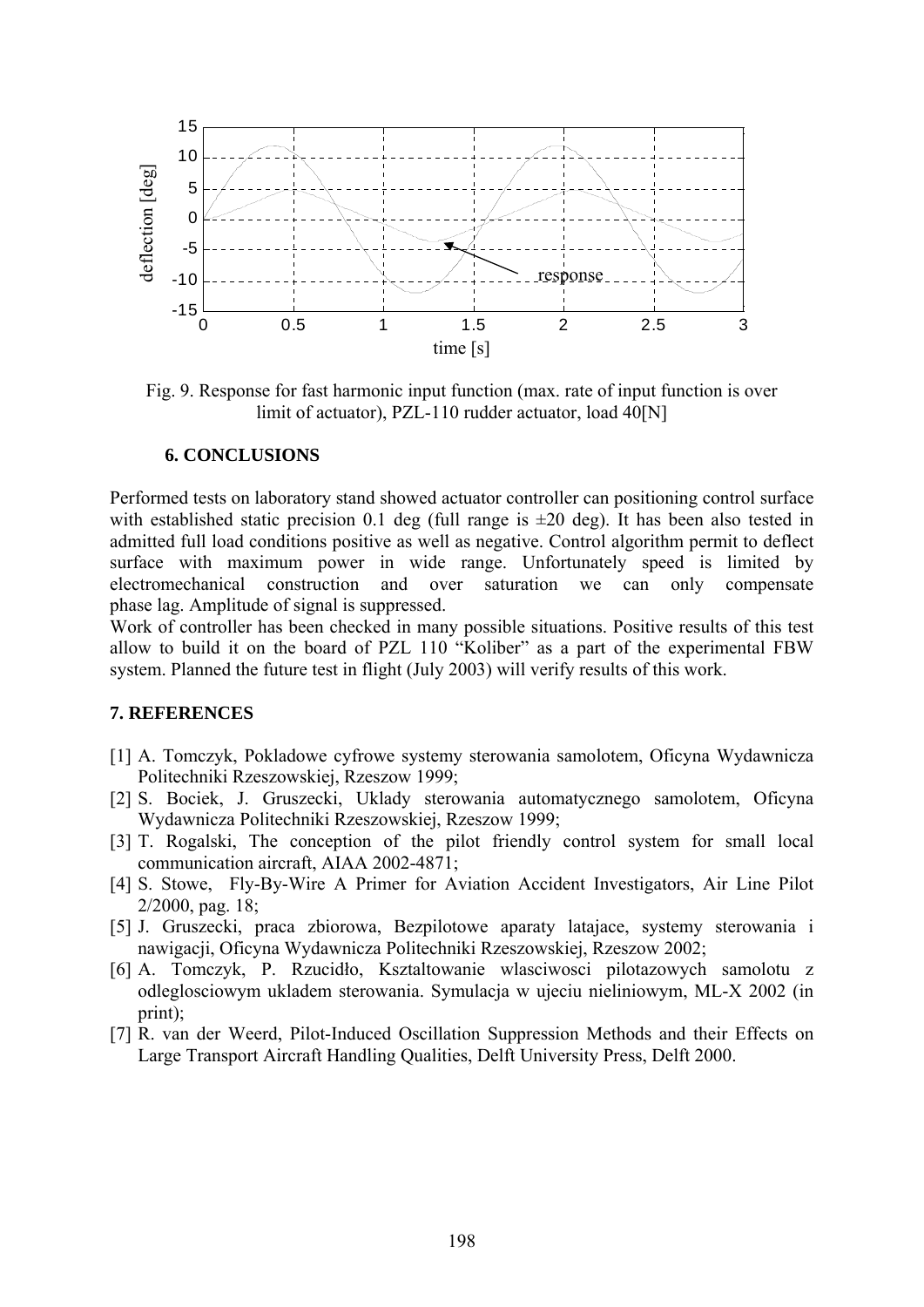15
10
5
0
-5
-10
-15
0 0.5 1 1.5 2 2.5 3
deflection [deg]
time [s]
response

Fig. 9. Response for fast harmonic input function (max. rate of input function is over limit of actuator), PZL-110 rudder actuator, load 40[N]

### 6. CONCLUSIONS

Performed tests on laboratory stand showed actuator controller can positioning control surface with established static precision 0.1 deg (full range is ±20 deg). It has been also tested in admitted full load conditions positive as well as negative. Control algorithm permit to deflect surface with maximum power in wide range. Unfortunately speed is limited by electromechanical construction and over saturation we can only compensate phase lag. Amplitude of signal is suppressed.
Work of controller has been checked in many possible situations. Positive results of this test allow to build it on the board of PZL 110 "Koliber" as a part of the experimental FBW system. Planned the future test in flight (July 2003) will verify results of this work.

### 7. REFERENCES

[1] A. Tomczyk, Pokladowe cyfrowe systemy sterowania samolotem, Oficyna Wydawnicza Politechniki Rzeszowskiej, Rzeszow 1999;
[2] S. Bociek, J. Gruszecki, Uklady sterowania automatycznego samolotem, Oficyna Wydawnicza Politechniki Rzeszowskiej, Rzeszow 1999;
[3] T. Rogalski, The conception of the pilot friendly control system for small local communication aircraft, AIAA 2002-4871;
[4] S. Stowe, Fly-By-Wire A Primer for Aviation Accident Investigators, Air Line Pilot 2/2000, pag. 18;
[5] J. Gruszecki, praca zbiorowa, Bezpilotowe aparaty latajace, systemy sterowania i nawigacji, Oficyna Wydawnicza Politechniki Rzeszowskiej, Rzeszow 2002;
[6] A. Tomczyk, P. Rzucidło, Ksztaltowanie wlasciwosci pilotazowych samolotu z odleglosciowym ukladem sterowania. Symulacja w ujeciu nieliniowym, ML-X 2002 (in print);
[7] R. van der Weerd, Pilot-Induced Oscillation Suppression Methods and their Effects on Large Transport Aircraft Handling Qualities, Delft University Press, Delft 2000.